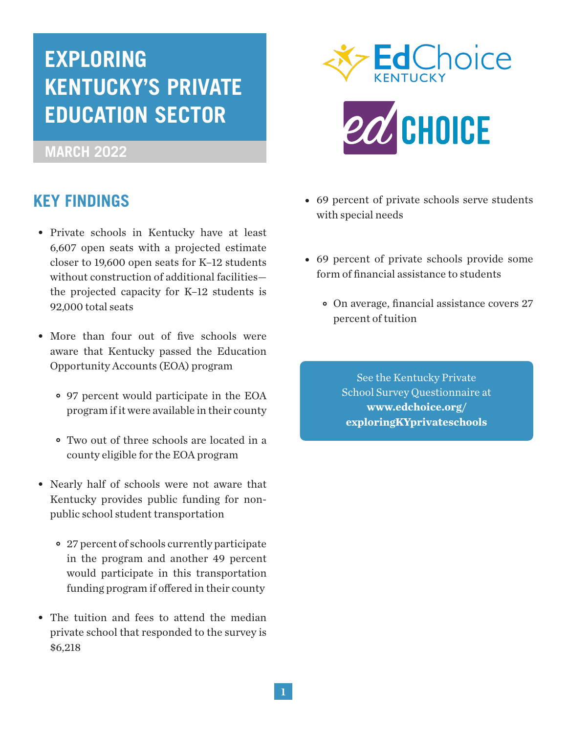# EXPLORING KENTUCKY'S PRIVATE EDUCATION SECTOR

MARCH 2022

EdChoice KENTUCKY

edCHOICE

## KEY FINDINGS

- Private schools in Kentucky have at least 6,607 open seats with a projected estimate closer to 19,600 open seats for K–12 students without construction of additional facilities—the projected capacity for K–12 students is 92,000 total seats
- More than four out of five schools were aware that Kentucky passed the Education Opportunity Accounts (EOA) program
  - 97 percent would participate in the EOA program if it were available in their county
  - Two out of three schools are located in a county eligible for the EOA program
- Nearly half of schools were not aware that Kentucky provides public funding for non-public school student transportation
  - 27 percent of schools currently participate in the program and another 49 percent would participate in this transportation funding program if offered in their county
- The tuition and fees to attend the median private school that responded to the survey is $6,218
- 69 percent of private schools serve students with special needs
- 69 percent of private schools provide some form of financial assistance to students
  - On average, financial assistance covers 27 percent of tuition

See the Kentucky Private School Survey Questionnaire at **www.edchoice.org/exploringKYprivateschools**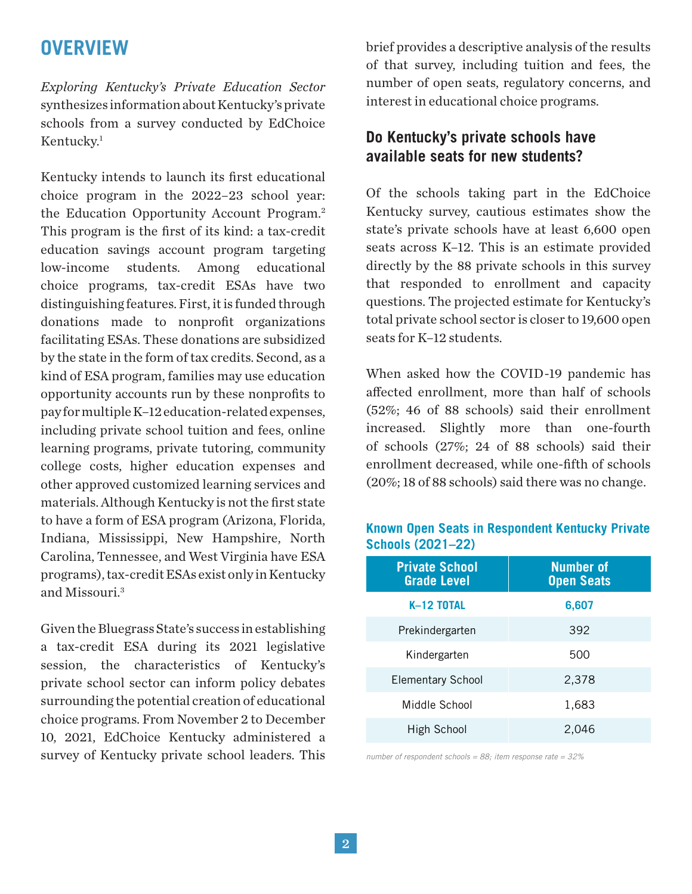## OVERVIEW

*Exploring Kentucky's Private Education Sector* synthesizes information about Kentucky's private schools from a survey conducted by EdChoice Kentucky.[1]

Kentucky intends to launch its first educational choice program in the 2022–23 school year: the Education Opportunity Account Program.[2] This program is the first of its kind: a tax-credit education savings account program targeting low-income students. Among educational choice programs, tax-credit ESAs have two distinguishing features. First, it is funded through donations made to nonprofit organizations facilitating ESAs. These donations are subsidized by the state in the form of tax credits. Second, as a kind of ESA program, families may use education opportunity accounts run by these nonprofits to pay for multiple K–12 education-related expenses, including private school tuition and fees, online learning programs, private tutoring, community college costs, higher education expenses and other approved customized learning services and materials. Although Kentucky is not the first state to have a form of ESA program (Arizona, Florida, Indiana, Mississippi, New Hampshire, North Carolina, Tennessee, and West Virginia have ESA programs), tax-credit ESAs exist only in Kentucky and Missouri.[3]

Given the Bluegrass State's success in establishing a tax-credit ESA during its 2021 legislative session, the characteristics of Kentucky's private school sector can inform policy debates surrounding the potential creation of educational choice programs. From November 2 to December 10, 2021, EdChoice Kentucky administered a survey of Kentucky private school leaders. This brief provides a descriptive analysis of the results of that survey, including tuition and fees, the number of open seats, regulatory concerns, and interest in educational choice programs.

### Do Kentucky's private schools have available seats for new students?

Of the schools taking part in the EdChoice Kentucky survey, cautious estimates show the state's private schools have at least 6,600 open seats across K–12. This is an estimate provided directly by the 88 private schools in this survey that responded to enrollment and capacity questions. The projected estimate for Kentucky's total private school sector is closer to 19,600 open seats for K–12 students.

When asked how the COVID-19 pandemic has affected enrollment, more than half of schools (52%; 46 of 88 schools) said their enrollment increased. Slightly more than one-fourth of schools (27%; 24 of 88 schools) said their enrollment decreased, while one-fifth of schools (20%; 18 of 88 schools) said there was no change.

**Known Open Seats in Respondent Kentucky Private Schools (2021–22)**

| Private School Grade Level | Number of Open Seats |
|---|---|
| **K–12 TOTAL** | **6,607** |
| Prekindergarten | 392 |
| Kindergarten | 500 |
| Elementary School | 2,378 |
| Middle School | 1,683 |
| High School | 2,046 |

*number of respondent schools = 88; item response rate = 32%*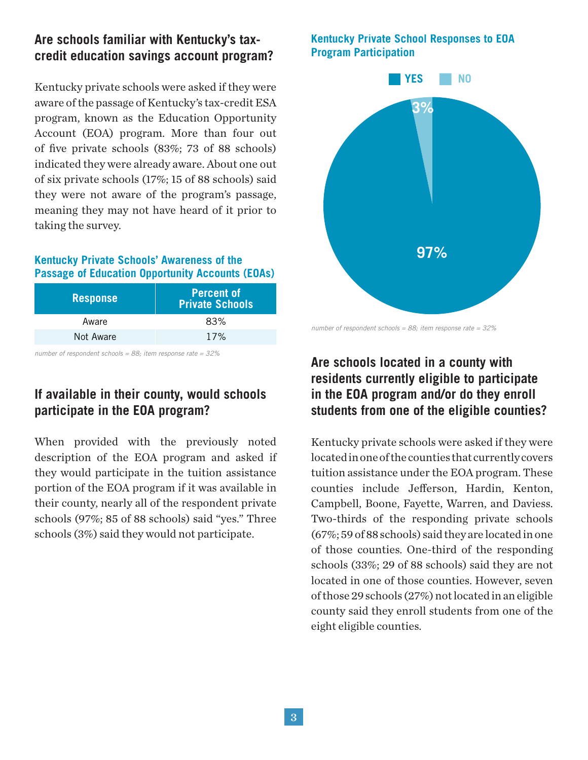## Are schools familiar with Kentucky's tax-credit education savings account program?

Kentucky private schools were asked if they were aware of the passage of Kentucky's tax-credit ESA program, known as the Education Opportunity Account (EOA) program. More than four out of five private schools (83%; 73 of 88 schools) indicated they were already aware. About one out of six private schools (17%; 15 of 88 schools) said they were not aware of the program's passage, meaning they may not have heard of it prior to taking the survey.

**Kentucky Private Schools' Awareness of the Passage of Education Opportunity Accounts (EOAs)**

| Response | Percent of Private Schools |
|---|---|
| Aware | 83% |
| Not Aware | 17% |

*number of respondent schools = 88; item response rate = 32%*

## If available in their county, would schools participate in the EOA program?

When provided with the previously noted description of the EOA program and asked if they would participate in the tuition assistance portion of the EOA program if it was available in their county, nearly all of the respondent private schools (97%; 85 of 88 schools) said "yes." Three schools (3%) said they would not participate.

**Kentucky Private School Responses to EOA Program Participation**

YES NO

3%

97%

*number of respondent schools = 88; item response rate = 32%*

## Are schools located in a county with residents currently eligible to participate in the EOA program and/or do they enroll students from one of the eligible counties?

Kentucky private schools were asked if they were located in one of the counties that currently covers tuition assistance under the EOA program. These counties include Jefferson, Hardin, Kenton, Campbell, Boone, Fayette, Warren, and Daviess. Two-thirds of the responding private schools (67%; 59 of 88 schools) said they are located in one of those counties. One-third of the responding schools (33%; 29 of 88 schools) said they are not located in one of those counties. However, seven of those 29 schools (27%) not located in an eligible county said they enroll students from one of the eight eligible counties.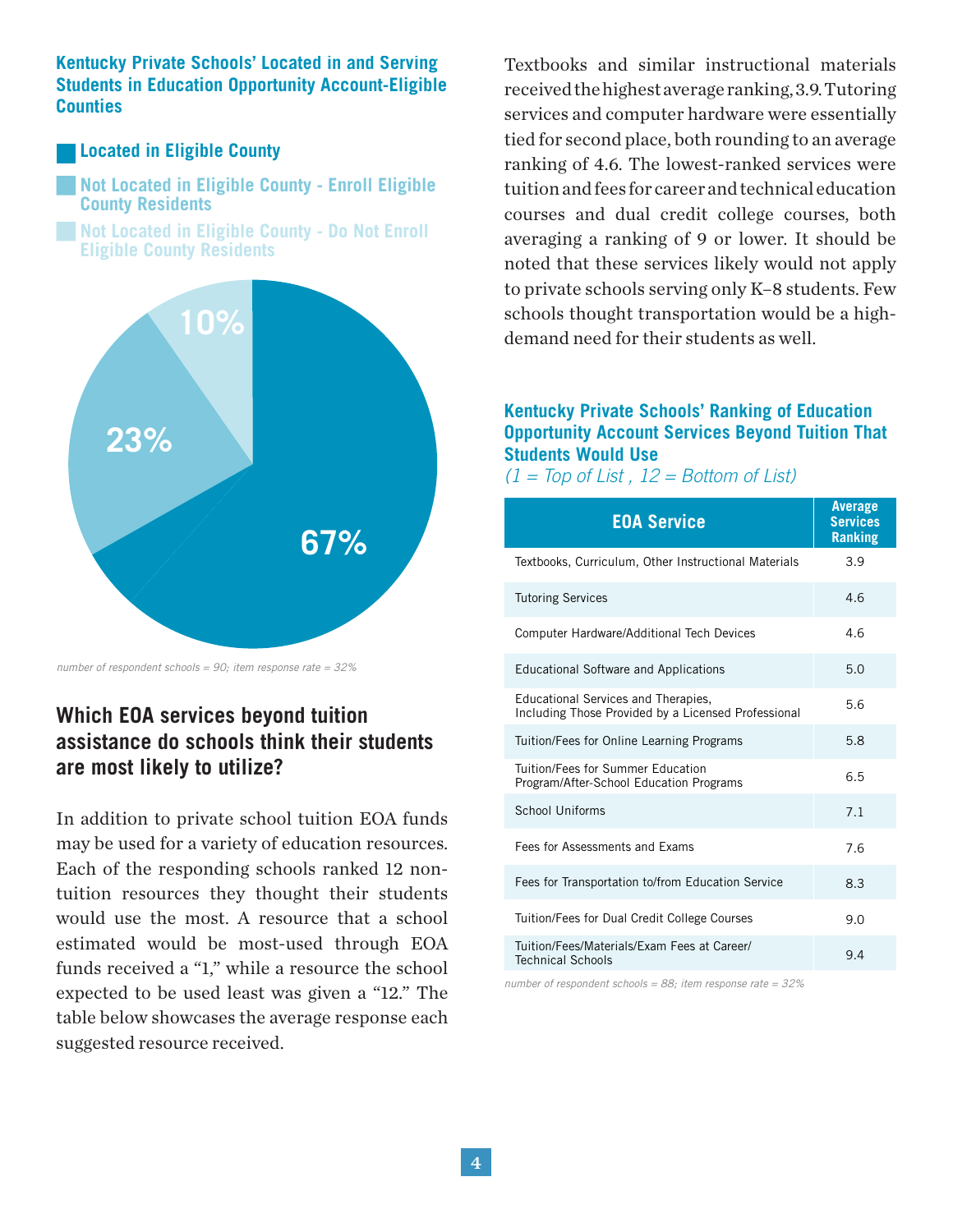### Kentucky Private Schools' Located in and Serving Students in Education Opportunity Account-Eligible Counties

- Located in Eligible County: 67%
- Not Located in Eligible County - Enroll Eligible County Residents: 23%
- Not Located in Eligible County - Do Not Enroll Eligible County Residents: 10%

*number of respondent schools = 90; item response rate = 32%*

## Which EOA services beyond tuition assistance do schools think their students are most likely to utilize?

In addition to private school tuition EOA funds may be used for a variety of education resources. Each of the responding schools ranked 12 non-tuition resources they thought their students would use the most. A resource that a school estimated would be most-used through EOA funds received a "1," while a resource the school expected to be used least was given a "12." The table below showcases the average response each suggested resource received.

Textbooks and similar instructional materials received the highest average ranking, 3.9. Tutoring services and computer hardware were essentially tied for second place, both rounding to an average ranking of 4.6. The lowest-ranked services were tuition and fees for career and technical education courses and dual credit college courses, both averaging a ranking of 9 or lower. It should be noted that these services likely would not apply to private schools serving only K–8 students. Few schools thought transportation would be a high-demand need for their students as well.

### Kentucky Private Schools' Ranking of Education Opportunity Account Services Beyond Tuition That Students Would Use

*(1 = Top of List , 12 = Bottom of List)*

| EOA Service | Average Services Ranking |
|---|---|
| Textbooks, Curriculum, Other Instructional Materials | 3.9 |
| Tutoring Services | 4.6 |
| Computer Hardware/Additional Tech Devices | 4.6 |
| Educational Software and Applications | 5.0 |
| Educational Services and Therapies, Including Those Provided by a Licensed Professional | 5.6 |
| Tuition/Fees for Online Learning Programs | 5.8 |
| Tuition/Fees for Summer Education Program/After-School Education Programs | 6.5 |
| School Uniforms | 7.1 |
| Fees for Assessments and Exams | 7.6 |
| Fees for Transportation to/from Education Service | 8.3 |
| Tuition/Fees for Dual Credit College Courses | 9.0 |
| Tuition/Fees/Materials/Exam Fees at Career/Technical Schools | 9.4 |

*number of respondent schools = 88; item response rate = 32%*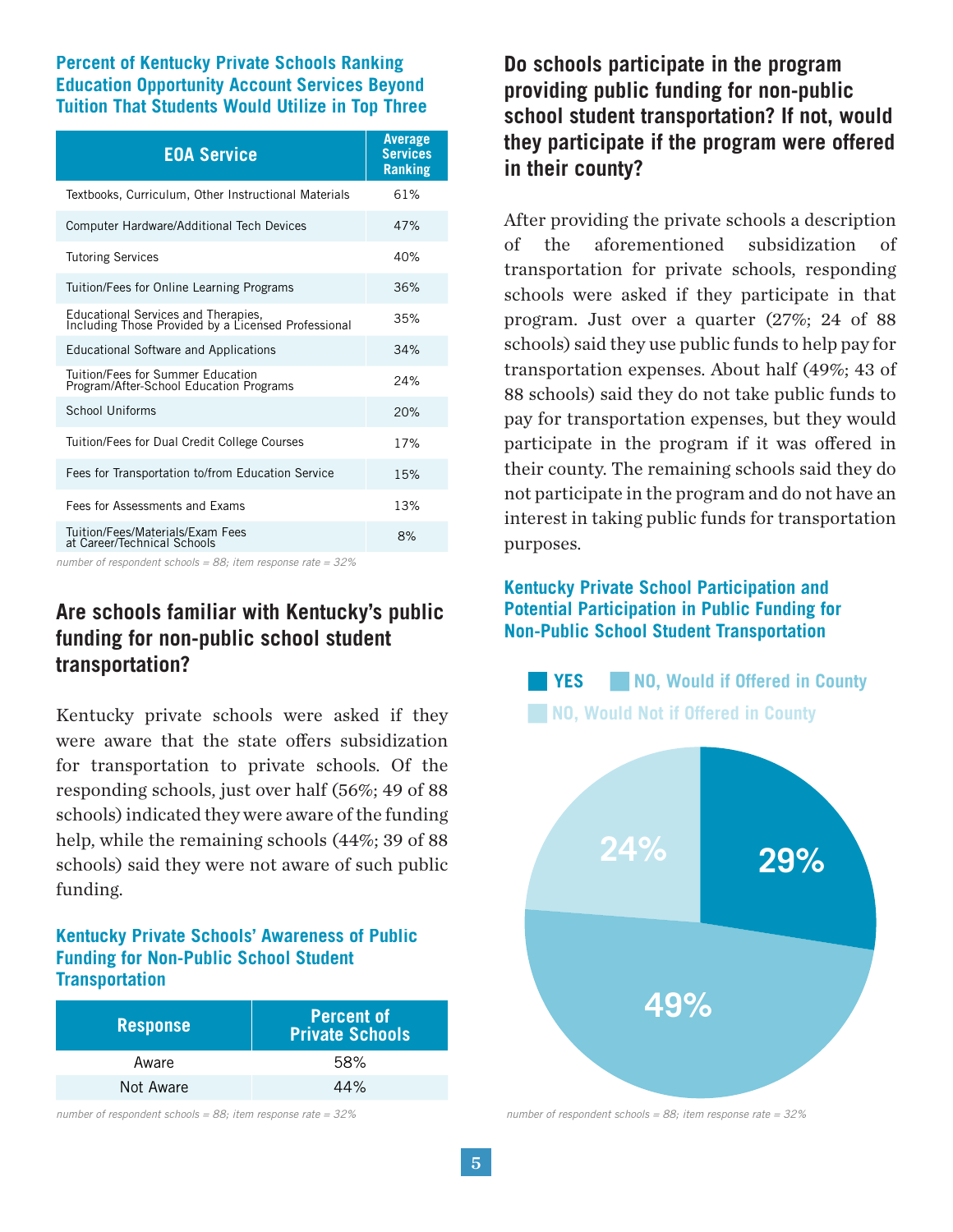### Percent of Kentucky Private Schools Ranking Education Opportunity Account Services Beyond Tuition That Students Would Utilize in Top Three

| EOA Service | Average Services Ranking |
|---|---|
| Textbooks, Curriculum, Other Instructional Materials | 61% |
| Computer Hardware/Additional Tech Devices | 47% |
| Tutoring Services | 40% |
| Tuition/Fees for Online Learning Programs | 36% |
| Educational Services and Therapies, Including Those Provided by a Licensed Professional | 35% |
| Educational Software and Applications | 34% |
| Tuition/Fees for Summer Education Program/After-School Education Programs | 24% |
| School Uniforms | 20% |
| Tuition/Fees for Dual Credit College Courses | 17% |
| Fees for Transportation to/from Education Service | 15% |
| Fees for Assessments and Exams | 13% |
| Tuition/Fees/Materials/Exam Fees at Career/Technical Schools | 8% |

*number of respondent schools = 88; item response rate = 32%*

## Are schools familiar with Kentucky's public funding for non-public school student transportation?

Kentucky private schools were asked if they were aware that the state offers subsidization for transportation to private schools. Of the responding schools, just over half (56%; 49 of 88 schools) indicated they were aware of the funding help, while the remaining schools (44%; 39 of 88 schools) said they were not aware of such public funding.

### Kentucky Private Schools' Awareness of Public Funding for Non-Public School Student Transportation

| Response | Percent of Private Schools |
|---|---|
| Aware | 58% |
| Not Aware | 44% |

*number of respondent schools = 88; item response rate = 32%*

## Do schools participate in the program providing public funding for non-public school student transportation? If not, would they participate if the program were offered in their county?

After providing the private schools a description of the aforementioned subsidization of transportation for private schools, responding schools were asked if they participate in that program. Just over a quarter (27%; 24 of 88 schools) said they use public funds to help pay for transportation expenses. About half (49%; 43 of 88 schools) said they do not take public funds to pay for transportation expenses, but they would participate in the program if it was offered in their county. The remaining schools said they do not participate in the program and do not have an interest in taking public funds for transportation purposes.

### Kentucky Private School Participation and Potential Participation in Public Funding for Non-Public School Student Transportation

| Response | Percent |
|---|---|
| YES | 29% |
| NO, Would if Offered in County | 49% |
| NO, Would Not if Offered in County | 24% |

*number of respondent schools = 88; item response rate = 32%*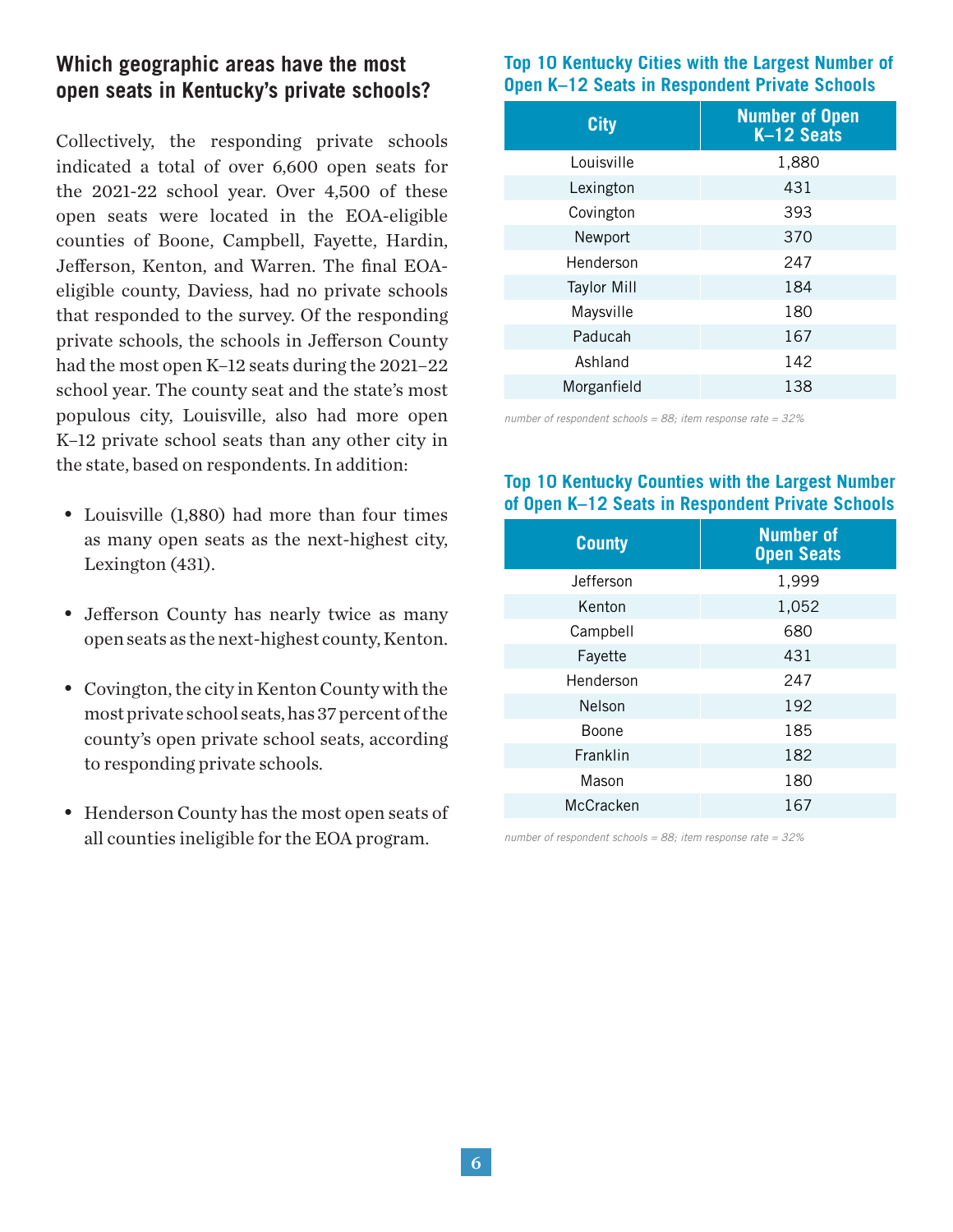## Which geographic areas have the most open seats in Kentucky's private schools?

Collectively, the responding private schools indicated a total of over 6,600 open seats for the 2021-22 school year. Over 4,500 of these open seats were located in the EOA-eligible counties of Boone, Campbell, Fayette, Hardin, Jefferson, Kenton, and Warren. The final EOA-eligible county, Daviess, had no private schools that responded to the survey. Of the responding private schools, the schools in Jefferson County had the most open K–12 seats during the 2021–22 school year. The county seat and the state's most populous city, Louisville, also had more open K–12 private school seats than any other city in the state, based on respondents. In addition:

- Louisville (1,880) had more than four times as many open seats as the next-highest city, Lexington (431).
- Jefferson County has nearly twice as many open seats as the next-highest county, Kenton.
- Covington, the city in Kenton County with the most private school seats, has 37 percent of the county's open private school seats, according to responding private schools.
- Henderson County has the most open seats of all counties ineligible for the EOA program.

### Top 10 Kentucky Cities with the Largest Number of Open K–12 Seats in Respondent Private Schools

| City | Number of Open K–12 Seats |
|---|---|
| Louisville | 1,880 |
| Lexington | 431 |
| Covington | 393 |
| Newport | 370 |
| Henderson | 247 |
| Taylor Mill | 184 |
| Maysville | 180 |
| Paducah | 167 |
| Ashland | 142 |
| Morganfield | 138 |

*number of respondent schools = 88; item response rate = 32%*

### Top 10 Kentucky Counties with the Largest Number of Open K–12 Seats in Respondent Private Schools

| County | Number of Open Seats |
|---|---|
| Jefferson | 1,999 |
| Kenton | 1,052 |
| Campbell | 680 |
| Fayette | 431 |
| Henderson | 247 |
| Nelson | 192 |
| Boone | 185 |
| Franklin | 182 |
| Mason | 180 |
| McCracken | 167 |

*number of respondent schools = 88; item response rate = 32%*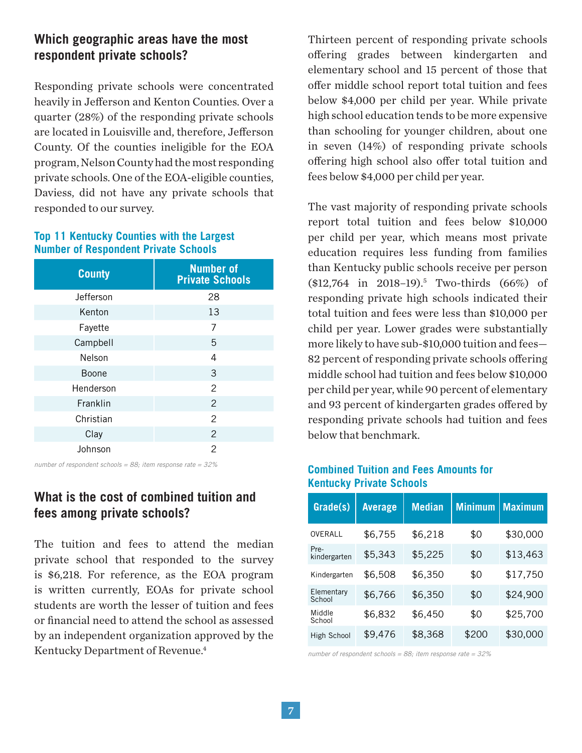## Which geographic areas have the most respondent private schools?

Responding private schools were concentrated heavily in Jefferson and Kenton Counties. Over a quarter (28%) of the responding private schools are located in Louisville and, therefore, Jefferson County. Of the counties ineligible for the EOA program, Nelson County had the most responding private schools. One of the EOA-eligible counties, Daviess, did not have any private schools that responded to our survey.

**Top 11 Kentucky Counties with the Largest Number of Respondent Private Schools**

| County | Number of Private Schools |
|---|---|
| Jefferson | 28 |
| Kenton | 13 |
| Fayette | 7 |
| Campbell | 5 |
| Nelson | 4 |
| Boone | 3 |
| Henderson | 2 |
| Franklin | 2 |
| Christian | 2 |
| Clay | 2 |
| Johnson | 2 |

*number of respondent schools = 88; item response rate = 32%*

## What is the cost of combined tuition and fees among private schools?

The tuition and fees to attend the median private school that responded to the survey is $6,218. For reference, as the EOA program is written currently, EOAs for private school students are worth the lesser of tuition and fees or financial need to attend the school as assessed by an independent organization approved by the Kentucky Department of Revenue.[4]

Thirteen percent of responding private schools offering grades between kindergarten and elementary school and 15 percent of those that offer middle school report total tuition and fees below $4,000 per child per year. While private high school education tends to be more expensive than schooling for younger children, about one in seven (14%) of responding private schools offering high school also offer total tuition and fees below $4,000 per child per year.

The vast majority of responding private schools report total tuition and fees below $10,000 per child per year, which means most private education requires less funding from families than Kentucky public schools receive per person ($12,764 in 2018–19).[5] Two-thirds (66%) of responding private high schools indicated their total tuition and fees were less than $10,000 per child per year. Lower grades were substantially more likely to have sub-$10,000 tuition and fees—82 percent of responding private schools offering middle school had tuition and fees below $10,000 per child per year, while 90 percent of elementary and 93 percent of kindergarten grades offered by responding private schools had tuition and fees below that benchmark.

**Combined Tuition and Fees Amounts for Kentucky Private Schools**

| Grade(s) | Average | Median | Minimum | Maximum |
|---|---|---|---|---|
| OVERALL | $6,755 | $6,218 | $0 | $30,000 |
| Pre-kindergarten | $5,343 | $5,225 | $0 | $13,463 |
| Kindergarten | $6,508 | $6,350 | $0 | $17,750 |
| Elementary School | $6,766 | $6,350 | $0 | $24,900 |
| Middle School | $6,832 | $6,450 | $0 | $25,700 |
| High School | $9,476 | $8,368 | $200 | $30,000 |

*number of respondent schools = 88; item response rate = 32%*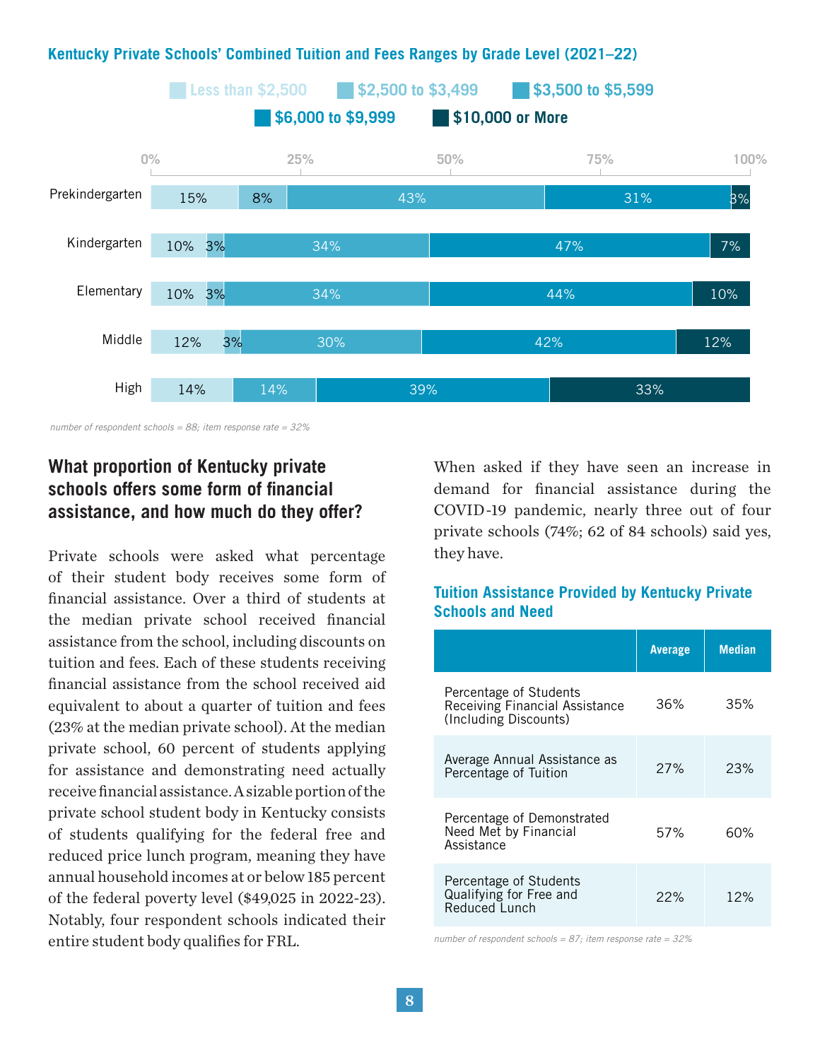### Kentucky Private Schools' Combined Tuition and Fees Ranges by Grade Level (2021–22)

| Grade Level | Less than $2,500 | $2,500 to $3,499 | $3,500 to $5,599 | $6,000 to $9,999 | $10,000 or More |
|---|---|---|---|---|---|
| Prekindergarten | 15% | 8% | 43% | 31% | 3% |
| Kindergarten | 10% | 3% | 34% | 47% | 7% |
| Elementary | 10% | 3% | 34% | 44% | 10% |
| Middle | 12% | 3% | 30% | 42% | 12% |
| High | 14% | 14% | 39% | | 33% |

*number of respondent schools = 88; item response rate = 32%*

## What proportion of Kentucky private schools offers some form of financial assistance, and how much do they offer?

Private schools were asked what percentage of their student body receives some form of financial assistance. Over a third of students at the median private school received financial assistance from the school, including discounts on tuition and fees. Each of these students receiving financial assistance from the school received aid equivalent to about a quarter of tuition and fees (23% at the median private school). At the median private school, 60 percent of students applying for assistance and demonstrating need actually receive financial assistance. A sizable portion of the private school student body in Kentucky consists of students qualifying for the federal free and reduced price lunch program, meaning they have annual household incomes at or below 185 percent of the federal poverty level ($49,025 in 2022-23). Notably, four respondent schools indicated their entire student body qualifies for FRL.

When asked if they have seen an increase in demand for financial assistance during the COVID-19 pandemic, nearly three out of four private schools (74%; 62 of 84 schools) said yes, they have.

### Tuition Assistance Provided by Kentucky Private Schools and Need

| | Average | Median |
|---|---|---|
| Percentage of Students Receiving Financial Assistance (Including Discounts) | 36% | 35% |
| Average Annual Assistance as Percentage of Tuition | 27% | 23% |
| Percentage of Demonstrated Need Met by Financial Assistance | 57% | 60% |
| Percentage of Students Qualifying for Free and Reduced Lunch | 22% | 12% |

*number of respondent schools = 87; item response rate = 32%*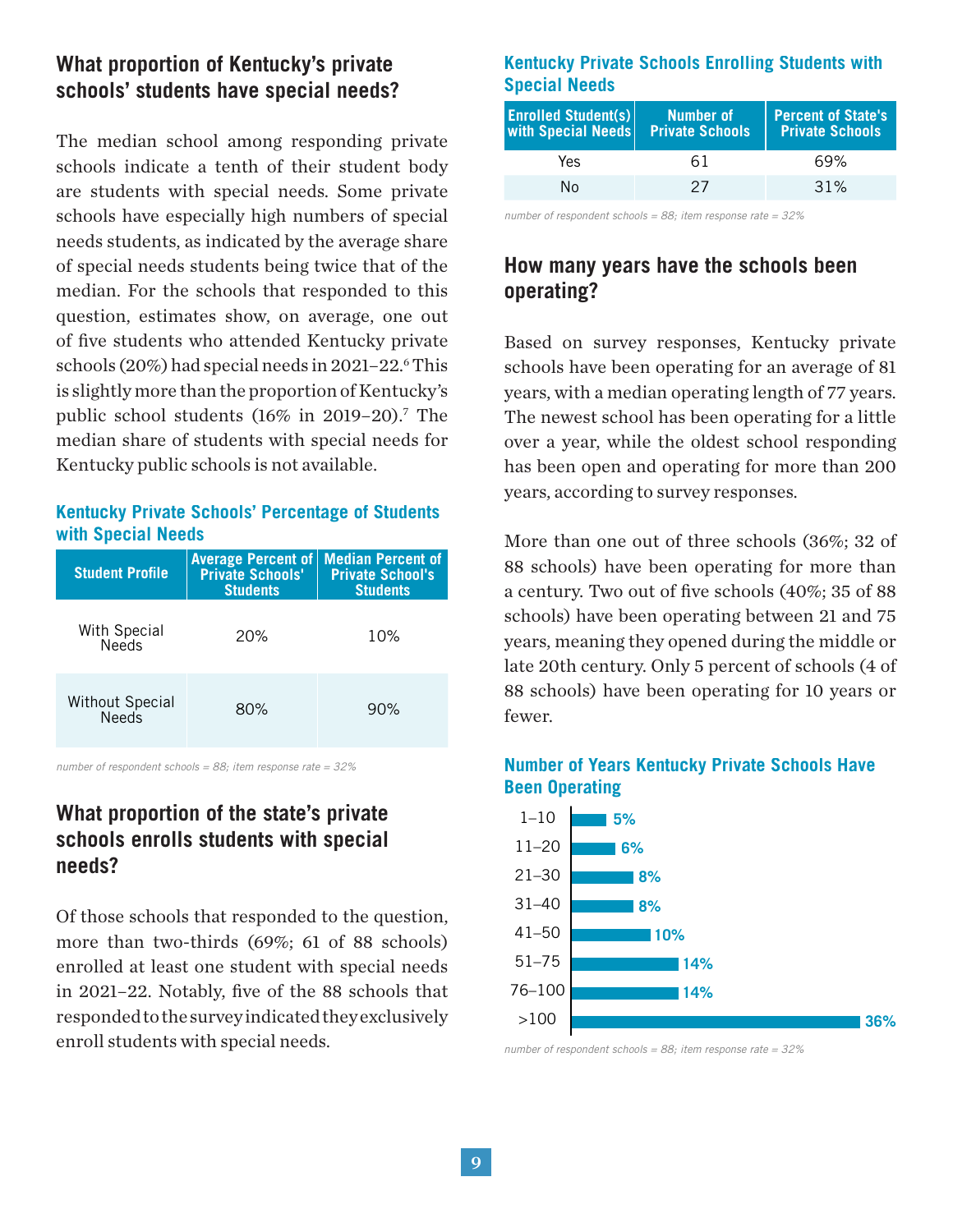## What proportion of Kentucky's private schools' students have special needs?

The median school among responding private schools indicate a tenth of their student body are students with special needs. Some private schools have especially high numbers of special needs students, as indicated by the average share of special needs students being twice that of the median. For the schools that responded to this question, estimates show, on average, one out of five students who attended Kentucky private schools (20%) had special needs in 2021–22.[6] This is slightly more than the proportion of Kentucky's public school students (16% in 2019–20).[7] The median share of students with special needs for Kentucky public schools is not available.

### Kentucky Private Schools' Percentage of Students with Special Needs

| Student Profile | Average Percent of Private Schools' Students | Median Percent of Private School's Students |
|---|---|---|
| With Special Needs | 20% | 10% |
| Without Special Needs | 80% | 90% |

*number of respondent schools = 88; item response rate = 32%*

## What proportion of the state's private schools enrolls students with special needs?

Of those schools that responded to the question, more than two-thirds (69%; 61 of 88 schools) enrolled at least one student with special needs in 2021–22. Notably, five of the 88 schools that responded to the survey indicated they exclusively enroll students with special needs.

### Kentucky Private Schools Enrolling Students with Special Needs

| Enrolled Student(s) with Special Needs | Number of Private Schools | Percent of State's Private Schools |
|---|---|---|
| Yes | 61 | 69% |
| No | 27 | 31% |

*number of respondent schools = 88; item response rate = 32%*

## How many years have the schools been operating?

Based on survey responses, Kentucky private schools have been operating for an average of 81 years, with a median operating length of 77 years. The newest school has been operating for a little over a year, while the oldest school responding has been open and operating for more than 200 years, according to survey responses.

More than one out of three schools (36%; 32 of 88 schools) have been operating for more than a century. Two out of five schools (40%; 35 of 88 schools) have been operating between 21 and 75 years, meaning they opened during the middle or late 20th century. Only 5 percent of schools (4 of 88 schools) have been operating for 10 years or fewer.

### Number of Years Kentucky Private Schools Have Been Operating

| Years | Percent |
|---|---|
| 1–10 | 5% |
| 11–20 | 6% |
| 21–30 | 8% |
| 31–40 | 8% |
| 41–50 | 10% |
| 51–75 | 14% |
| 76–100 | 14% |
| >100 | 36% |

*number of respondent schools = 88; item response rate = 32%*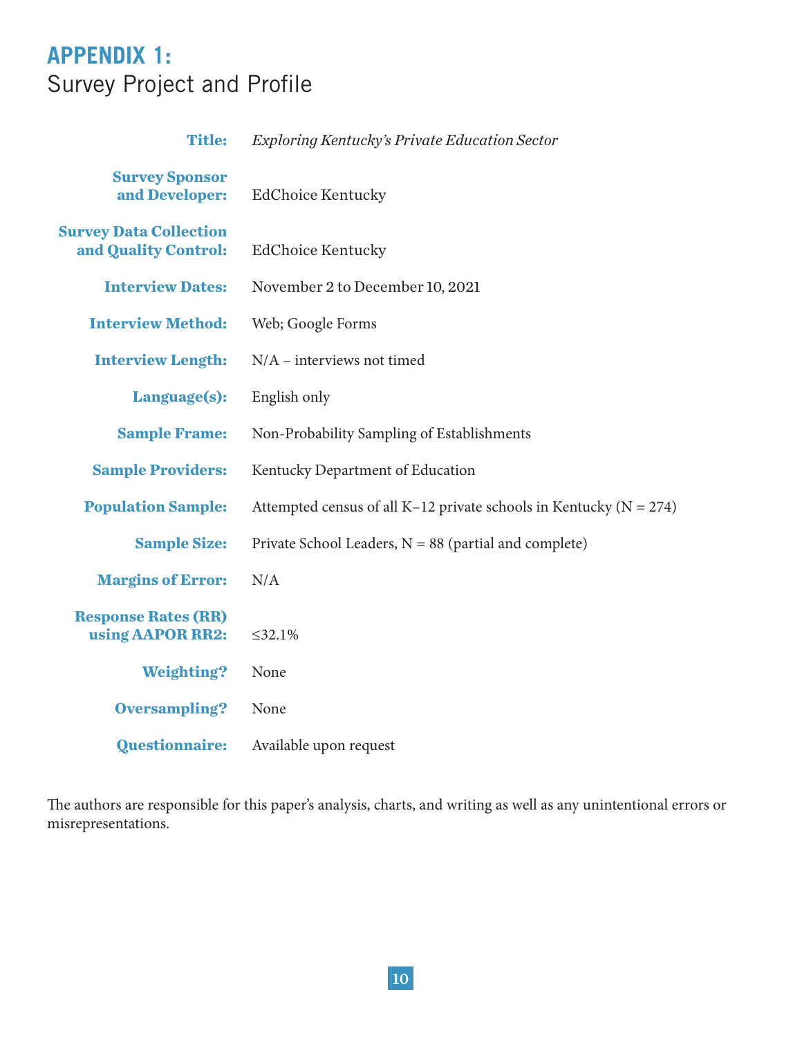# APPENDIX 1:
## Survey Project and Profile

| | |
|---|---|
| **Title:** | *Exploring Kentucky's Private Education Sector* |
| **Survey Sponsor and Developer:** | EdChoice Kentucky |
| **Survey Data Collection and Quality Control:** | EdChoice Kentucky |
| **Interview Dates:** | November 2 to December 10, 2021 |
| **Interview Method:** | Web; Google Forms |
| **Interview Length:** | N/A – interviews not timed |
| **Language(s):** | English only |
| **Sample Frame:** | Non-Probability Sampling of Establishments |
| **Sample Providers:** | Kentucky Department of Education |
| **Population Sample:** | Attempted census of all K–12 private schools in Kentucky (N = 274) |
| **Sample Size:** | Private School Leaders, N = 88 (partial and complete) |
| **Margins of Error:** | N/A |
| **Response Rates (RR) using AAPOR RR2:** | ≤32.1% |
| **Weighting?** | None |
| **Oversampling?** | None |
| **Questionnaire:** | Available upon request |

The authors are responsible for this paper's analysis, charts, and writing as well as any unintentional errors or misrepresentations.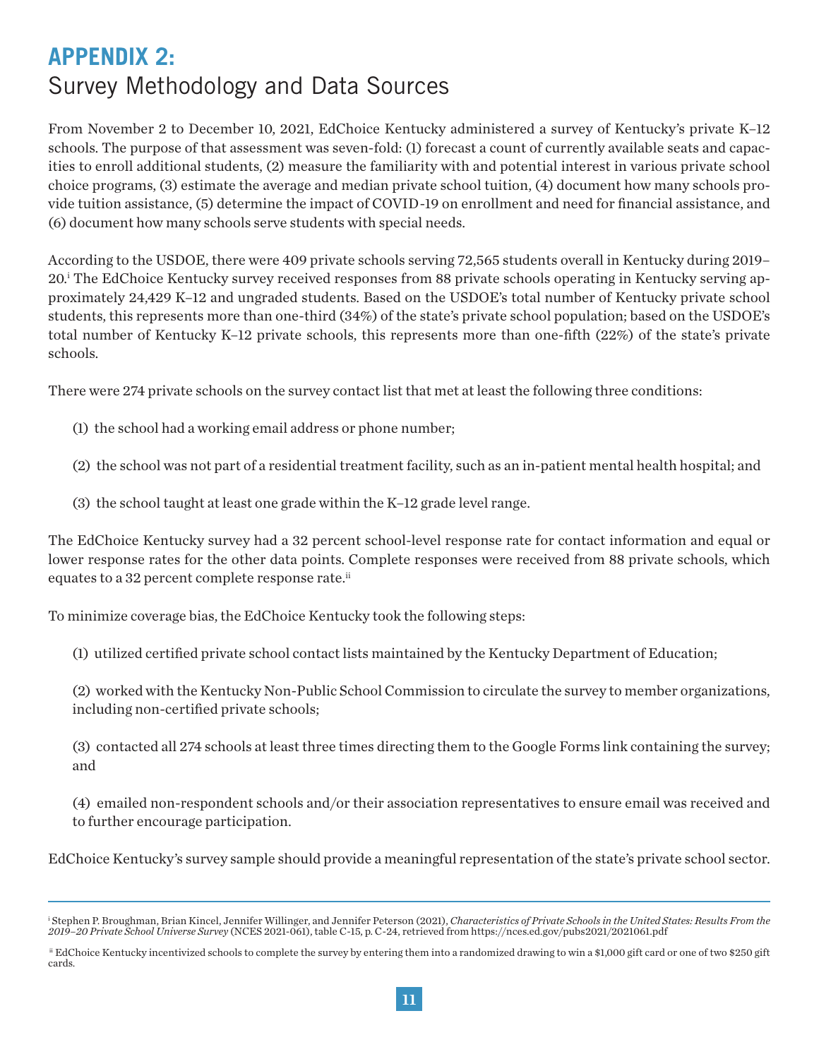# APPENDIX 2:
## Survey Methodology and Data Sources

From November 2 to December 10, 2021, EdChoice Kentucky administered a survey of Kentucky's private K–12 schools. The purpose of that assessment was seven-fold: (1) forecast a count of currently available seats and capacities to enroll additional students, (2) measure the familiarity with and potential interest in various private school choice programs, (3) estimate the average and median private school tuition, (4) document how many schools provide tuition assistance, (5) determine the impact of COVID-19 on enrollment and need for financial assistance, and (6) document how many schools serve students with special needs.

According to the USDOE, there were 409 private schools serving 72,565 students overall in Kentucky during 2019–20.[i] The EdChoice Kentucky survey received responses from 88 private schools operating in Kentucky serving approximately 24,429 K–12 and ungraded students. Based on the USDOE's total number of Kentucky private school students, this represents more than one-third (34%) of the state's private school population; based on the USDOE's total number of Kentucky K–12 private schools, this represents more than one-fifth (22%) of the state's private schools.

There were 274 private schools on the survey contact list that met at least the following three conditions:

(1) the school had a working email address or phone number;

(2) the school was not part of a residential treatment facility, such as an in-patient mental health hospital; and

(3) the school taught at least one grade within the K–12 grade level range.

The EdChoice Kentucky survey had a 32 percent school-level response rate for contact information and equal or lower response rates for the other data points. Complete responses were received from 88 private schools, which equates to a 32 percent complete response rate.[ii]

To minimize coverage bias, the EdChoice Kentucky took the following steps:

(1) utilized certified private school contact lists maintained by the Kentucky Department of Education;

(2) worked with the Kentucky Non-Public School Commission to circulate the survey to member organizations, including non-certified private schools;

(3) contacted all 274 schools at least three times directing them to the Google Forms link containing the survey; and

(4) emailed non-respondent schools and/or their association representatives to ensure email was received and to further encourage participation.

EdChoice Kentucky's survey sample should provide a meaningful representation of the state's private school sector.

---

[i] Stephen P. Broughman, Brian Kincel, Jennifer Willinger, and Jennifer Peterson (2021), *Characteristics of Private Schools in the United States: Results From the 2019–20 Private School Universe Survey* (NCES 2021-061), table C-15, p. C-24, retrieved from https://nces.ed.gov/pubs2021/2021061.pdf

[ii] EdChoice Kentucky incentivized schools to complete the survey by entering them into a randomized drawing to win a $1,000 gift card or one of two $250 gift cards.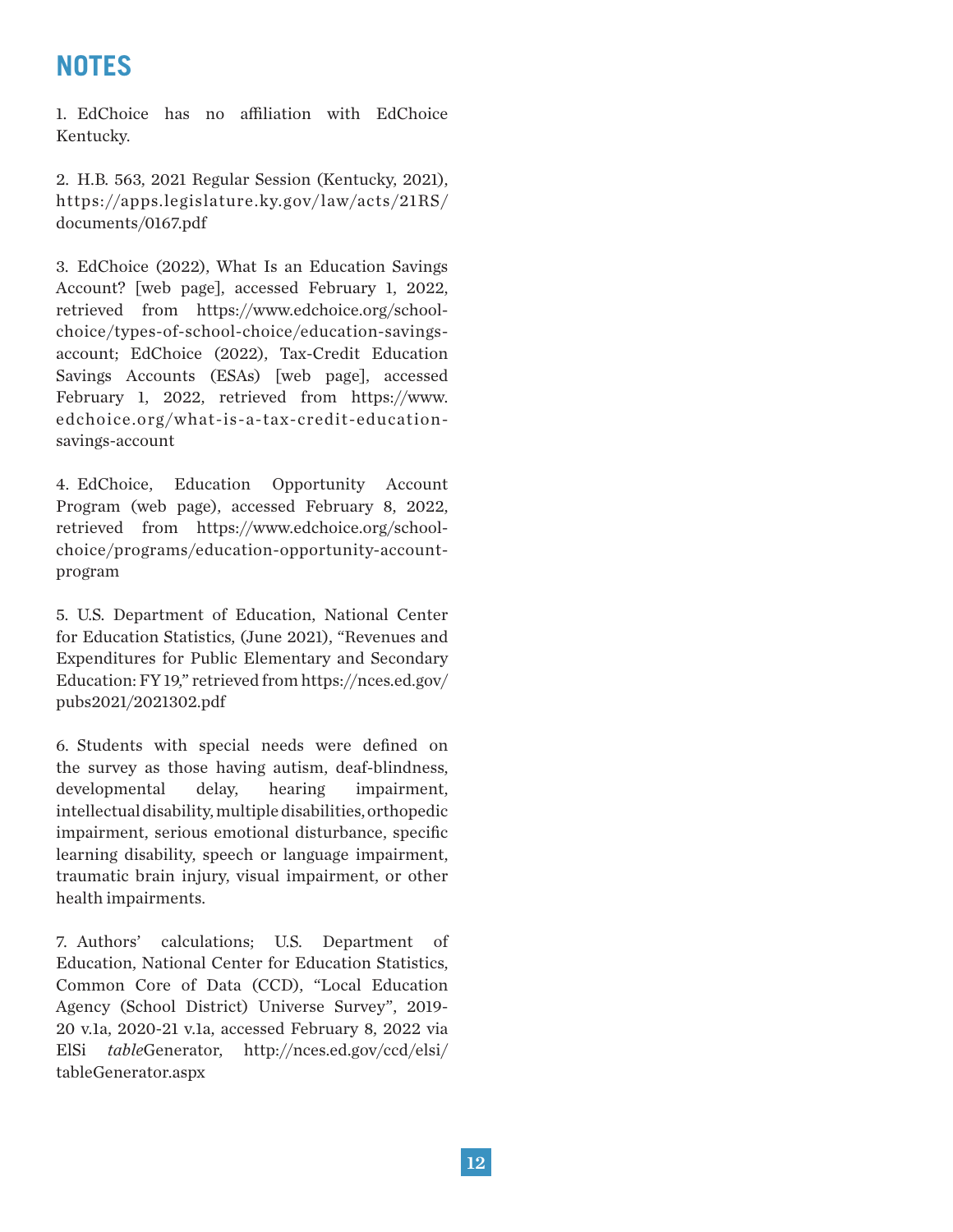## NOTES

1. EdChoice has no affiliation with EdChoice Kentucky.

2. H.B. 563, 2021 Regular Session (Kentucky, 2021), https://apps.legislature.ky.gov/law/acts/21RS/documents/0167.pdf

3. EdChoice (2022), What Is an Education Savings Account? [web page], accessed February 1, 2022, retrieved from https://www.edchoice.org/school-choice/types-of-school-choice/education-savings-account; EdChoice (2022), Tax-Credit Education Savings Accounts (ESAs) [web page], accessed February 1, 2022, retrieved from https://www.edchoice.org/what-is-a-tax-credit-education-savings-account

4. EdChoice, Education Opportunity Account Program (web page), accessed February 8, 2022, retrieved from https://www.edchoice.org/school-choice/programs/education-opportunity-account-program

5. U.S. Department of Education, National Center for Education Statistics, (June 2021), "Revenues and Expenditures for Public Elementary and Secondary Education: FY 19," retrieved from https://nces.ed.gov/pubs2021/2021302.pdf

6. Students with special needs were defined on the survey as those having autism, deaf-blindness, developmental delay, hearing impairment, intellectual disability, multiple disabilities, orthopedic impairment, serious emotional disturbance, specific learning disability, speech or language impairment, traumatic brain injury, visual impairment, or other health impairments.

7. Authors' calculations; U.S. Department of Education, National Center for Education Statistics, Common Core of Data (CCD), "Local Education Agency (School District) Universe Survey", 2019-20 v.1a, 2020-21 v.1a, accessed February 8, 2022 via ElSi *table*Generator, http://nces.ed.gov/ccd/elsi/tableGenerator.aspx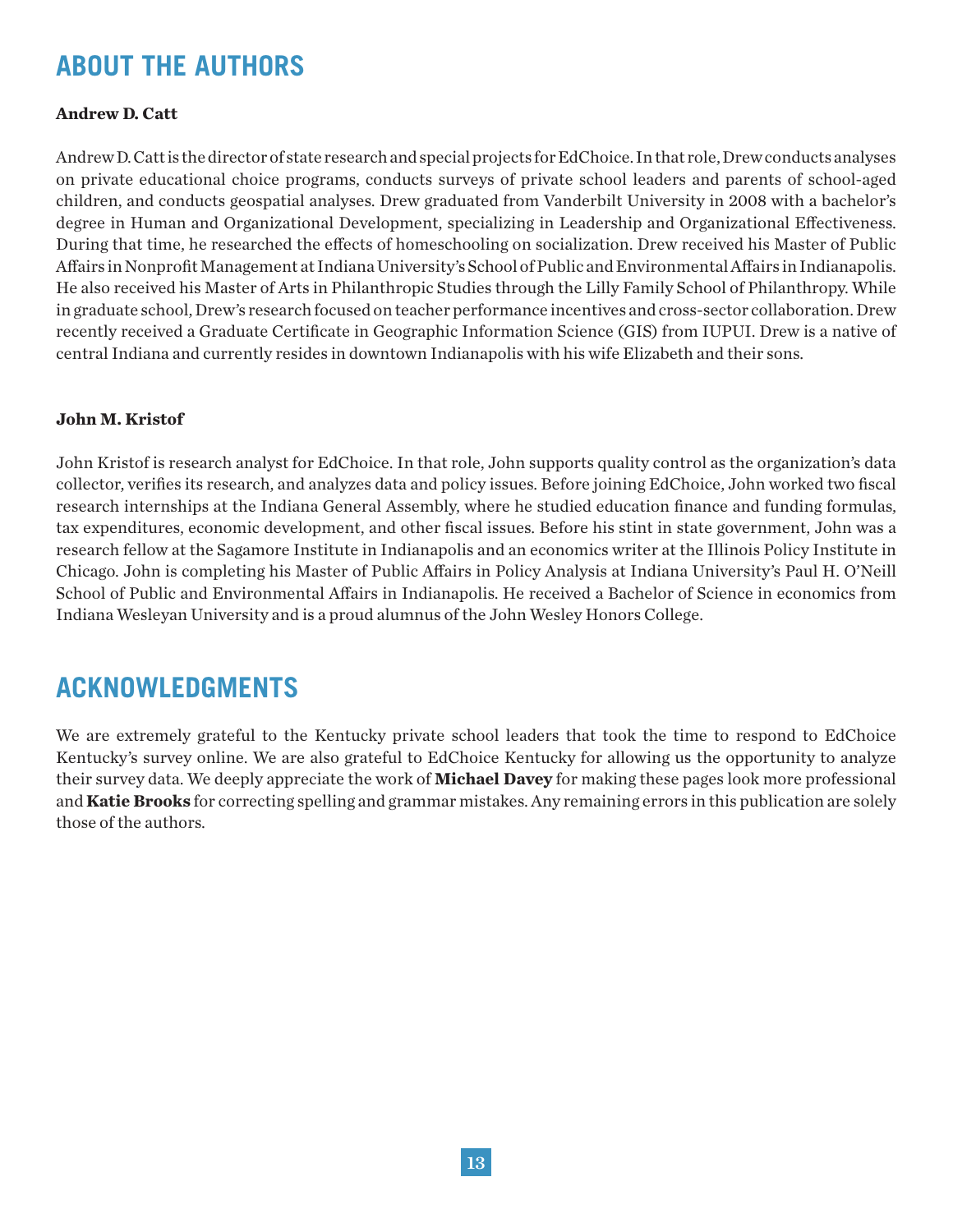## ABOUT THE AUTHORS

**Andrew D. Catt**

Andrew D. Catt is the director of state research and special projects for EdChoice. In that role, Drew conducts analyses on private educational choice programs, conducts surveys of private school leaders and parents of school-aged children, and conducts geospatial analyses. Drew graduated from Vanderbilt University in 2008 with a bachelor's degree in Human and Organizational Development, specializing in Leadership and Organizational Effectiveness. During that time, he researched the effects of homeschooling on socialization. Drew received his Master of Public Affairs in Nonprofit Management at Indiana University's School of Public and Environmental Affairs in Indianapolis. He also received his Master of Arts in Philanthropic Studies through the Lilly Family School of Philanthropy. While in graduate school, Drew's research focused on teacher performance incentives and cross-sector collaboration. Drew recently received a Graduate Certificate in Geographic Information Science (GIS) from IUPUI. Drew is a native of central Indiana and currently resides in downtown Indianapolis with his wife Elizabeth and their sons.

**John M. Kristof**

John Kristof is research analyst for EdChoice. In that role, John supports quality control as the organization's data collector, verifies its research, and analyzes data and policy issues. Before joining EdChoice, John worked two fiscal research internships at the Indiana General Assembly, where he studied education finance and funding formulas, tax expenditures, economic development, and other fiscal issues. Before his stint in state government, John was a research fellow at the Sagamore Institute in Indianapolis and an economics writer at the Illinois Policy Institute in Chicago. John is completing his Master of Public Affairs in Policy Analysis at Indiana University's Paul H. O'Neill School of Public and Environmental Affairs in Indianapolis. He received a Bachelor of Science in economics from Indiana Wesleyan University and is a proud alumnus of the John Wesley Honors College.

## ACKNOWLEDGMENTS

We are extremely grateful to the Kentucky private school leaders that took the time to respond to EdChoice Kentucky's survey online. We are also grateful to EdChoice Kentucky for allowing us the opportunity to analyze their survey data. We deeply appreciate the work of **Michael Davey** for making these pages look more professional and **Katie Brooks** for correcting spelling and grammar mistakes. Any remaining errors in this publication are solely those of the authors.